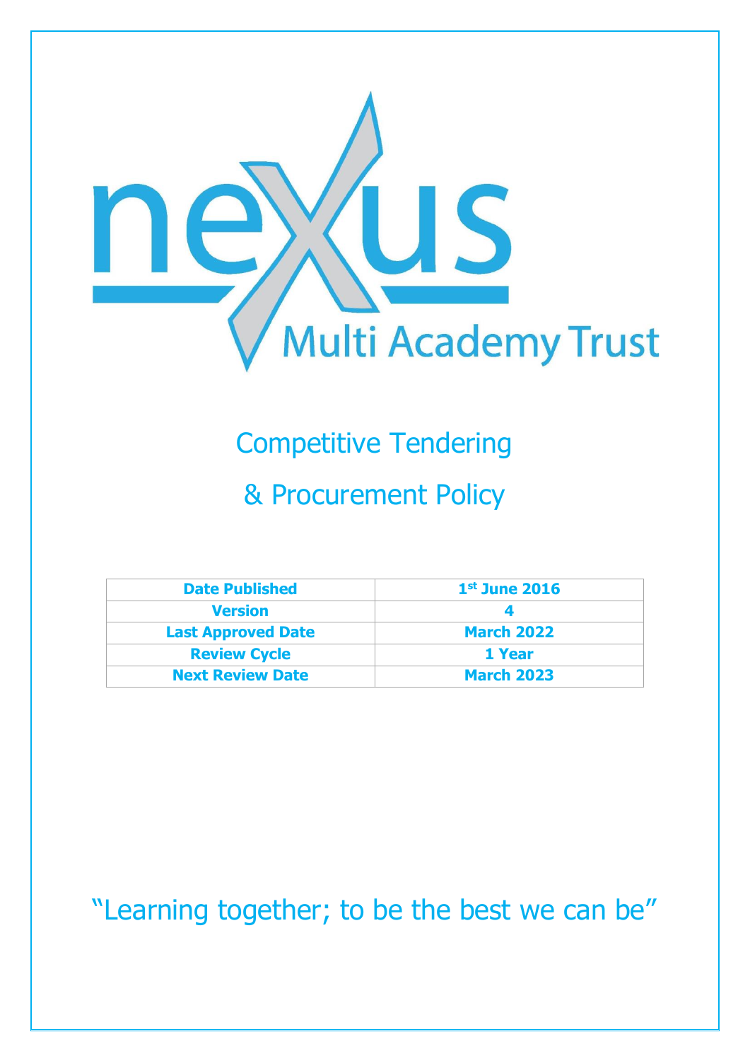nexus Multi Academy Trust

# Competitive Tendering & Procurement Policy

| Date Published | 1st June 2016 |
|---|---|
| Version | 4 |
| Last Approved Date | March 2022 |
| Review Cycle | 1 Year |
| Next Review Date | March 2023 |

"Learning together; to be the best we can be"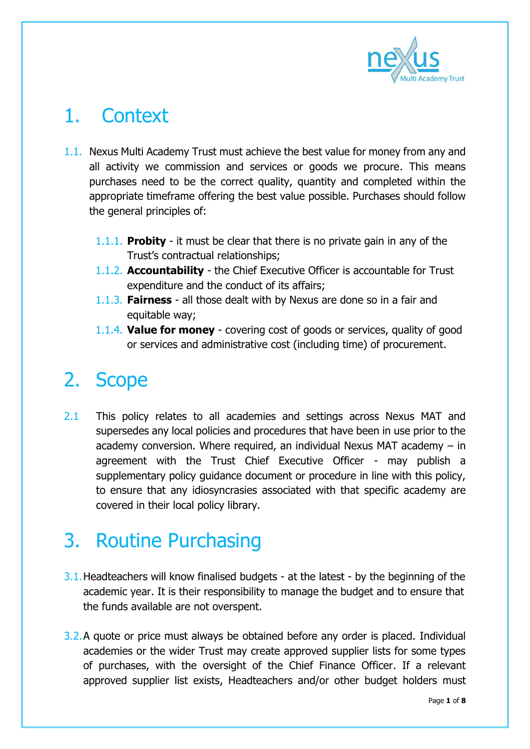# 1. Context

1.1. Nexus Multi Academy Trust must achieve the best value for money from any and all activity we commission and services or goods we procure. This means purchases need to be the correct quality, quantity and completed within the appropriate timeframe offering the best value possible. Purchases should follow the general principles of:

  1.1.1. **Probity** - it must be clear that there is no private gain in any of the Trust's contractual relationships;
  1.1.2. **Accountability** - the Chief Executive Officer is accountable for Trust expenditure and the conduct of its affairs;
  1.1.3. **Fairness** - all those dealt with by Nexus are done so in a fair and equitable way;
  1.1.4. **Value for money** - covering cost of goods or services, quality of good or services and administrative cost (including time) of procurement.

# 2. Scope

2.1 This policy relates to all academies and settings across Nexus MAT and supersedes any local policies and procedures that have been in use prior to the academy conversion. Where required, an individual Nexus MAT academy – in agreement with the Trust Chief Executive Officer - may publish a supplementary policy guidance document or procedure in line with this policy, to ensure that any idiosyncrasies associated with that specific academy are covered in their local policy library.

# 3. Routine Purchasing

3.1. Headteachers will know finalised budgets - at the latest - by the beginning of the academic year. It is their responsibility to manage the budget and to ensure that the funds available are not overspent.

3.2. A quote or price must always be obtained before any order is placed. Individual academies or the wider Trust may create approved supplier lists for some types of purchases, with the oversight of the Chief Finance Officer. If a relevant approved supplier list exists, Headteachers and/or other budget holders must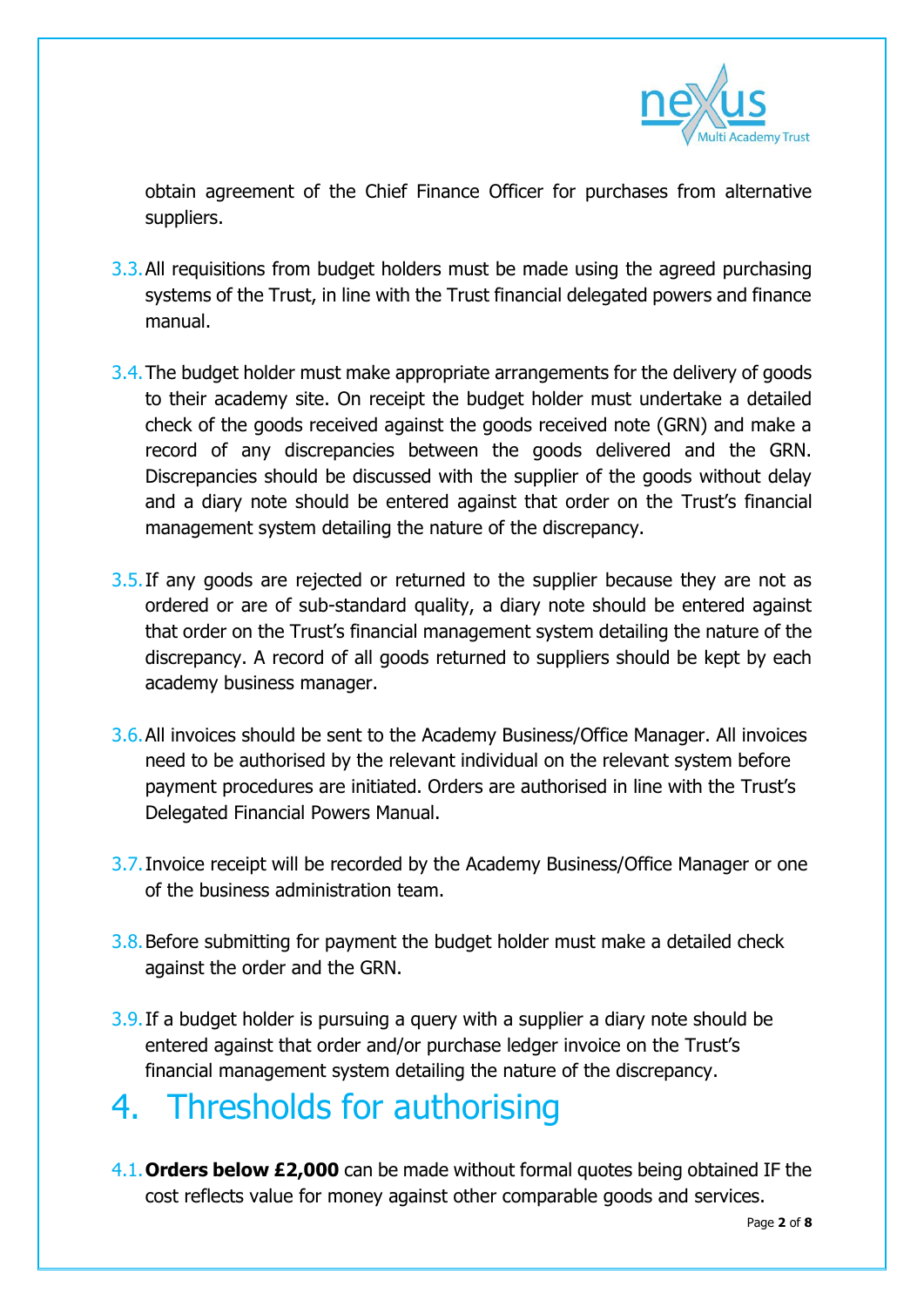obtain agreement of the Chief Finance Officer for purchases from alternative suppliers.

3.3. All requisitions from budget holders must be made using the agreed purchasing systems of the Trust, in line with the Trust financial delegated powers and finance manual.

3.4. The budget holder must make appropriate arrangements for the delivery of goods to their academy site. On receipt the budget holder must undertake a detailed check of the goods received against the goods received note (GRN) and make a record of any discrepancies between the goods delivered and the GRN. Discrepancies should be discussed with the supplier of the goods without delay and a diary note should be entered against that order on the Trust's financial management system detailing the nature of the discrepancy.

3.5. If any goods are rejected or returned to the supplier because they are not as ordered or are of sub-standard quality, a diary note should be entered against that order on the Trust's financial management system detailing the nature of the discrepancy. A record of all goods returned to suppliers should be kept by each academy business manager.

3.6. All invoices should be sent to the Academy Business/Office Manager. All invoices need to be authorised by the relevant individual on the relevant system before payment procedures are initiated. Orders are authorised in line with the Trust's Delegated Financial Powers Manual.

3.7. Invoice receipt will be recorded by the Academy Business/Office Manager or one of the business administration team.

3.8. Before submitting for payment the budget holder must make a detailed check against the order and the GRN.

3.9. If a budget holder is pursuing a query with a supplier a diary note should be entered against that order and/or purchase ledger invoice on the Trust's financial management system detailing the nature of the discrepancy.

# 4. Thresholds for authorising

4.1. **Orders below £2,000** can be made without formal quotes being obtained IF the cost reflects value for money against other comparable goods and services.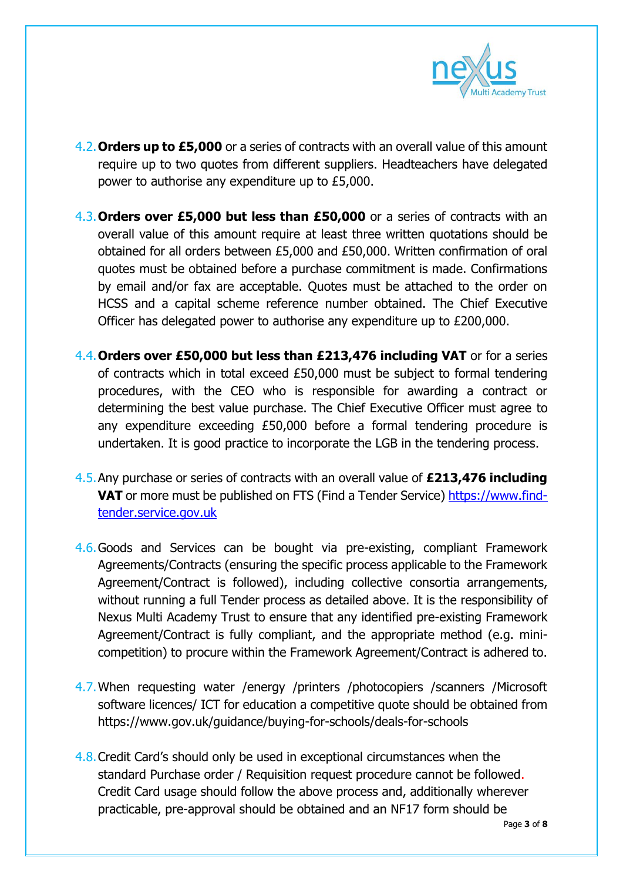4.2. **Orders up to £5,000** or a series of contracts with an overall value of this amount require up to two quotes from different suppliers. Headteachers have delegated power to authorise any expenditure up to £5,000.

4.3. **Orders over £5,000 but less than £50,000** or a series of contracts with an overall value of this amount require at least three written quotations should be obtained for all orders between £5,000 and £50,000. Written confirmation of oral quotes must be obtained before a purchase commitment is made. Confirmations by email and/or fax are acceptable. Quotes must be attached to the order on HCSS and a capital scheme reference number obtained. The Chief Executive Officer has delegated power to authorise any expenditure up to £200,000.

4.4. **Orders over £50,000 but less than £213,476 including VAT** or for a series of contracts which in total exceed £50,000 must be subject to formal tendering procedures, with the CEO who is responsible for awarding a contract or determining the best value purchase. The Chief Executive Officer must agree to any expenditure exceeding £50,000 before a formal tendering procedure is undertaken. It is good practice to incorporate the LGB in the tendering process.

4.5. Any purchase or series of contracts with an overall value of **£213,476 including VAT** or more must be published on FTS (Find a Tender Service) https://www.find-tender.service.gov.uk

4.6. Goods and Services can be bought via pre-existing, compliant Framework Agreements/Contracts (ensuring the specific process applicable to the Framework Agreement/Contract is followed), including collective consortia arrangements, without running a full Tender process as detailed above. It is the responsibility of Nexus Multi Academy Trust to ensure that any identified pre-existing Framework Agreement/Contract is fully compliant, and the appropriate method (e.g. mini-competition) to procure within the Framework Agreement/Contract is adhered to.

4.7. When requesting water /energy /printers /photocopiers /scanners /Microsoft software licences/ ICT for education a competitive quote should be obtained from https://www.gov.uk/guidance/buying-for-schools/deals-for-schools

4.8. Credit Card's should only be used in exceptional circumstances when the standard Purchase order / Requisition request procedure cannot be followed. Credit Card usage should follow the above process and, additionally wherever practicable, pre-approval should be obtained and an NF17 form should be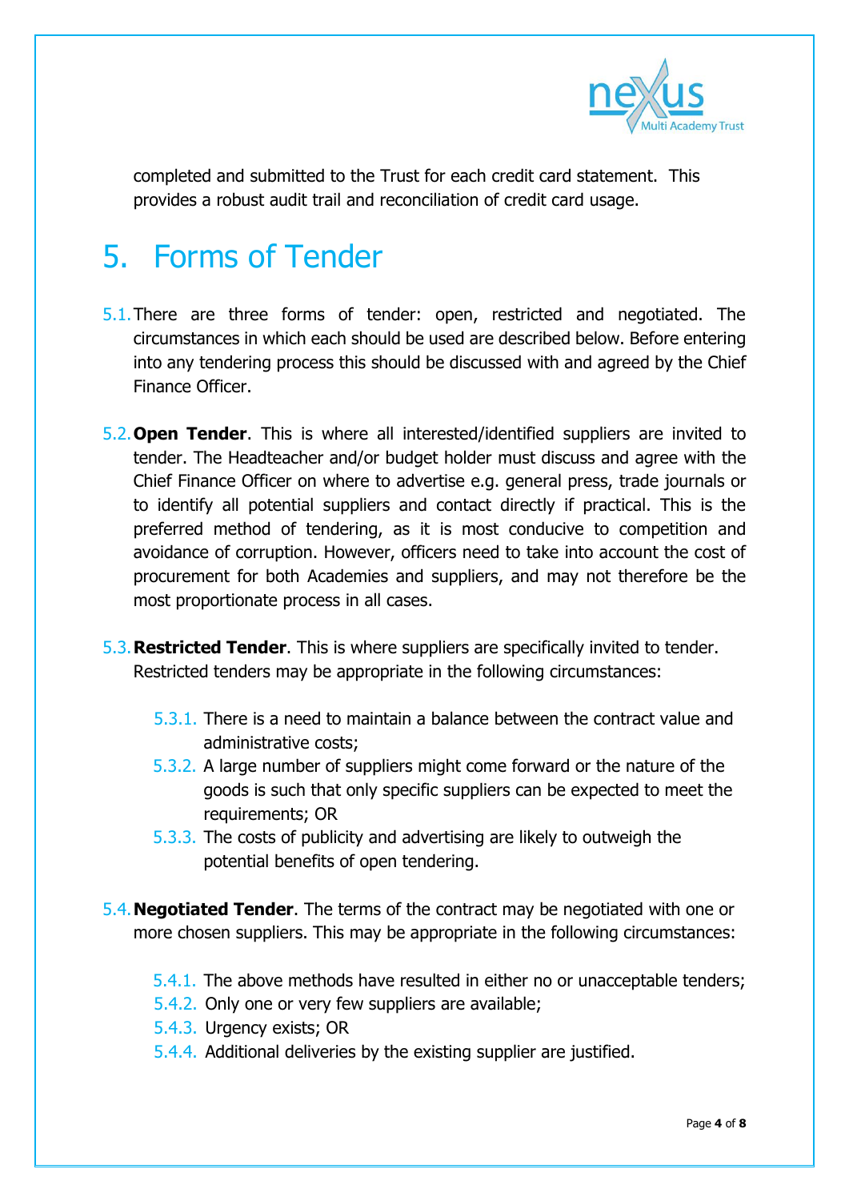completed and submitted to the Trust for each credit card statement. This provides a robust audit trail and reconciliation of credit card usage.

# 5. Forms of Tender

5.1. There are three forms of tender: open, restricted and negotiated. The circumstances in which each should be used are described below. Before entering into any tendering process this should be discussed with and agreed by the Chief Finance Officer.

5.2. **Open Tender**. This is where all interested/identified suppliers are invited to tender. The Headteacher and/or budget holder must discuss and agree with the Chief Finance Officer on where to advertise e.g. general press, trade journals or to identify all potential suppliers and contact directly if practical. This is the preferred method of tendering, as it is most conducive to competition and avoidance of corruption. However, officers need to take into account the cost of procurement for both Academies and suppliers, and may not therefore be the most proportionate process in all cases.

5.3. **Restricted Tender**. This is where suppliers are specifically invited to tender. Restricted tenders may be appropriate in the following circumstances:

   5.3.1. There is a need to maintain a balance between the contract value and administrative costs;
   5.3.2. A large number of suppliers might come forward or the nature of the goods is such that only specific suppliers can be expected to meet the requirements; OR
   5.3.3. The costs of publicity and advertising are likely to outweigh the potential benefits of open tendering.

5.4. **Negotiated Tender**. The terms of the contract may be negotiated with one or more chosen suppliers. This may be appropriate in the following circumstances:

   5.4.1. The above methods have resulted in either no or unacceptable tenders;
   5.4.2. Only one or very few suppliers are available;
   5.4.3. Urgency exists; OR
   5.4.4. Additional deliveries by the existing supplier are justified.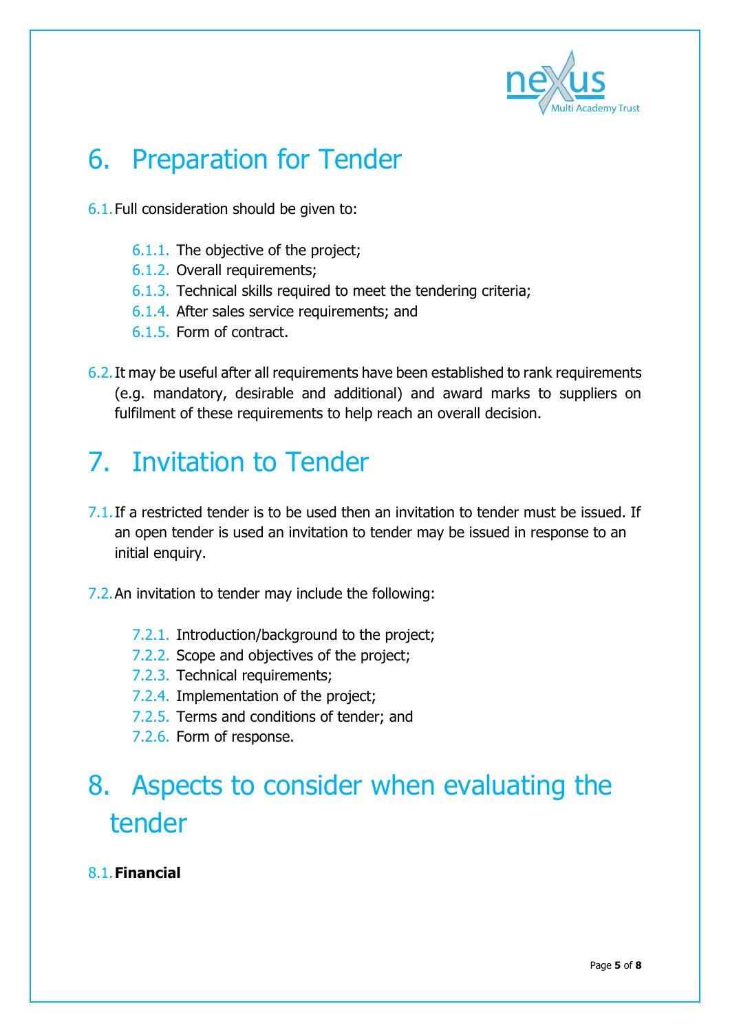# 6. Preparation for Tender

6.1. Full consideration should be given to:

- 6.1.1. The objective of the project;
- 6.1.2. Overall requirements;
- 6.1.3. Technical skills required to meet the tendering criteria;
- 6.1.4. After sales service requirements; and
- 6.1.5. Form of contract.

6.2. It may be useful after all requirements have been established to rank requirements (e.g. mandatory, desirable and additional) and award marks to suppliers on fulfilment of these requirements to help reach an overall decision.

# 7. Invitation to Tender

7.1. If a restricted tender is to be used then an invitation to tender must be issued. If an open tender is used an invitation to tender may be issued in response to an initial enquiry.

7.2. An invitation to tender may include the following:

- 7.2.1. Introduction/background to the project;
- 7.2.2. Scope and objectives of the project;
- 7.2.3. Technical requirements;
- 7.2.4. Implementation of the project;
- 7.2.5. Terms and conditions of tender; and
- 7.2.6. Form of response.

# 8. Aspects to consider when evaluating the tender

8.1. **Financial**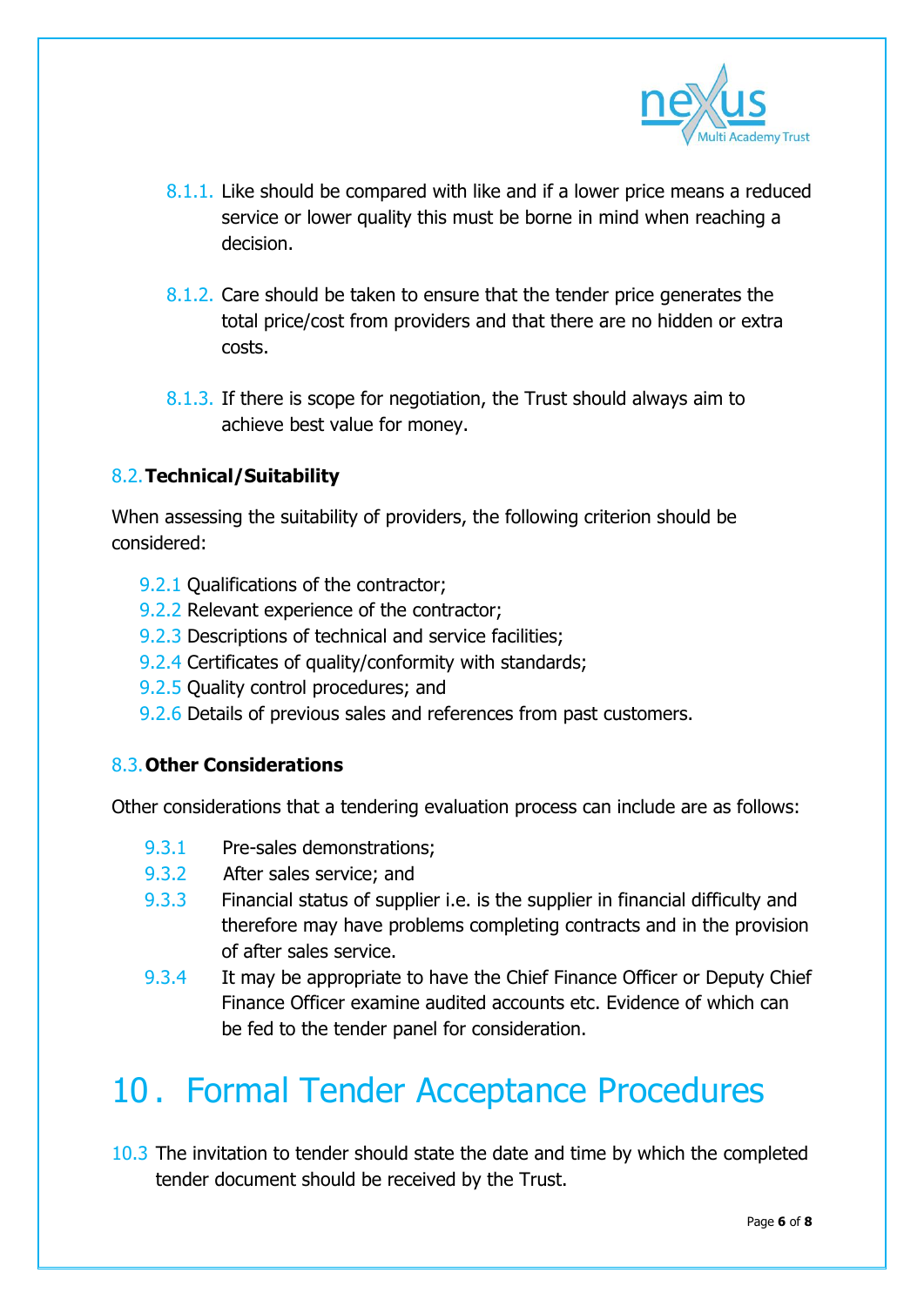8.1.1. Like should be compared with like and if a lower price means a reduced service or lower quality this must be borne in mind when reaching a decision.

8.1.2. Care should be taken to ensure that the tender price generates the total price/cost from providers and that there are no hidden or extra costs.

8.1.3. If there is scope for negotiation, the Trust should always aim to achieve best value for money.

### 8.2. Technical/Suitability

When assessing the suitability of providers, the following criterion should be considered:

9.2.1 Qualifications of the contractor;
9.2.2 Relevant experience of the contractor;
9.2.3 Descriptions of technical and service facilities;
9.2.4 Certificates of quality/conformity with standards;
9.2.5 Quality control procedures; and
9.2.6 Details of previous sales and references from past customers.

### 8.3. Other Considerations

Other considerations that a tendering evaluation process can include are as follows:

9.3.1 Pre-sales demonstrations;
9.3.2 After sales service; and
9.3.3 Financial status of supplier i.e. is the supplier in financial difficulty and therefore may have problems completing contracts and in the provision of after sales service.
9.3.4 It may be appropriate to have the Chief Finance Officer or Deputy Chief Finance Officer examine audited accounts etc. Evidence of which can be fed to the tender panel for consideration.

# 10. Formal Tender Acceptance Procedures

10.3 The invitation to tender should state the date and time by which the completed tender document should be received by the Trust.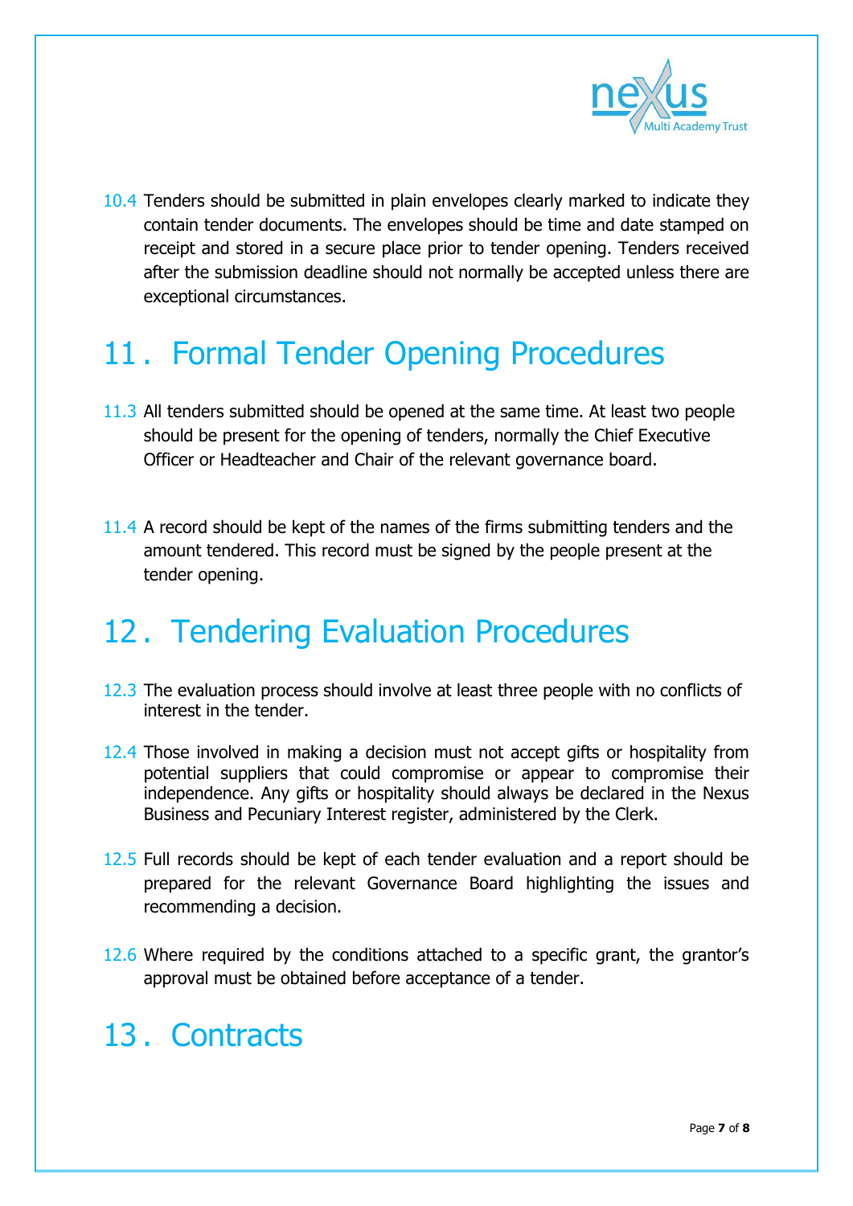10.4 Tenders should be submitted in plain envelopes clearly marked to indicate they contain tender documents. The envelopes should be time and date stamped on receipt and stored in a secure place prior to tender opening. Tenders received after the submission deadline should not normally be accepted unless there are exceptional circumstances.

# 11. Formal Tender Opening Procedures

11.3 All tenders submitted should be opened at the same time. At least two people should be present for the opening of tenders, normally the Chief Executive Officer or Headteacher and Chair of the relevant governance board.

11.4 A record should be kept of the names of the firms submitting tenders and the amount tendered. This record must be signed by the people present at the tender opening.

# 12. Tendering Evaluation Procedures

12.3 The evaluation process should involve at least three people with no conflicts of interest in the tender.

12.4 Those involved in making a decision must not accept gifts or hospitality from potential suppliers that could compromise or appear to compromise their independence. Any gifts or hospitality should always be declared in the Nexus Business and Pecuniary Interest register, administered by the Clerk.

12.5 Full records should be kept of each tender evaluation and a report should be prepared for the relevant Governance Board highlighting the issues and recommending a decision.

12.6 Where required by the conditions attached to a specific grant, the grantor's approval must be obtained before acceptance of a tender.

# 13. Contracts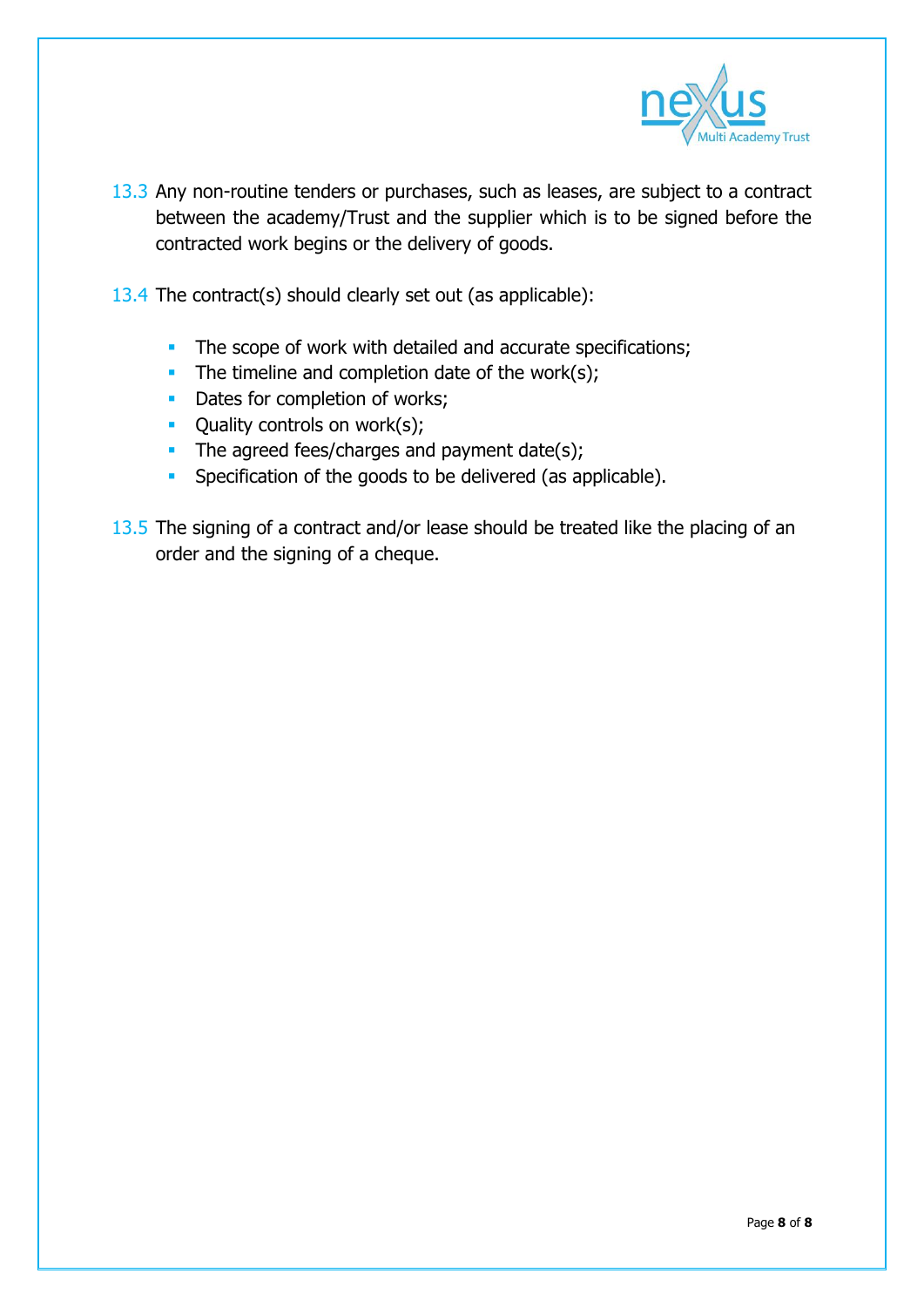13.3 Any non-routine tenders or purchases, such as leases, are subject to a contract between the academy/Trust and the supplier which is to be signed before the contracted work begins or the delivery of goods.

13.4 The contract(s) should clearly set out (as applicable):

- The scope of work with detailed and accurate specifications;
- The timeline and completion date of the work(s);
- Dates for completion of works;
- Quality controls on work(s);
- The agreed fees/charges and payment date(s);
- Specification of the goods to be delivered (as applicable).

13.5 The signing of a contract and/or lease should be treated like the placing of an order and the signing of a cheque.